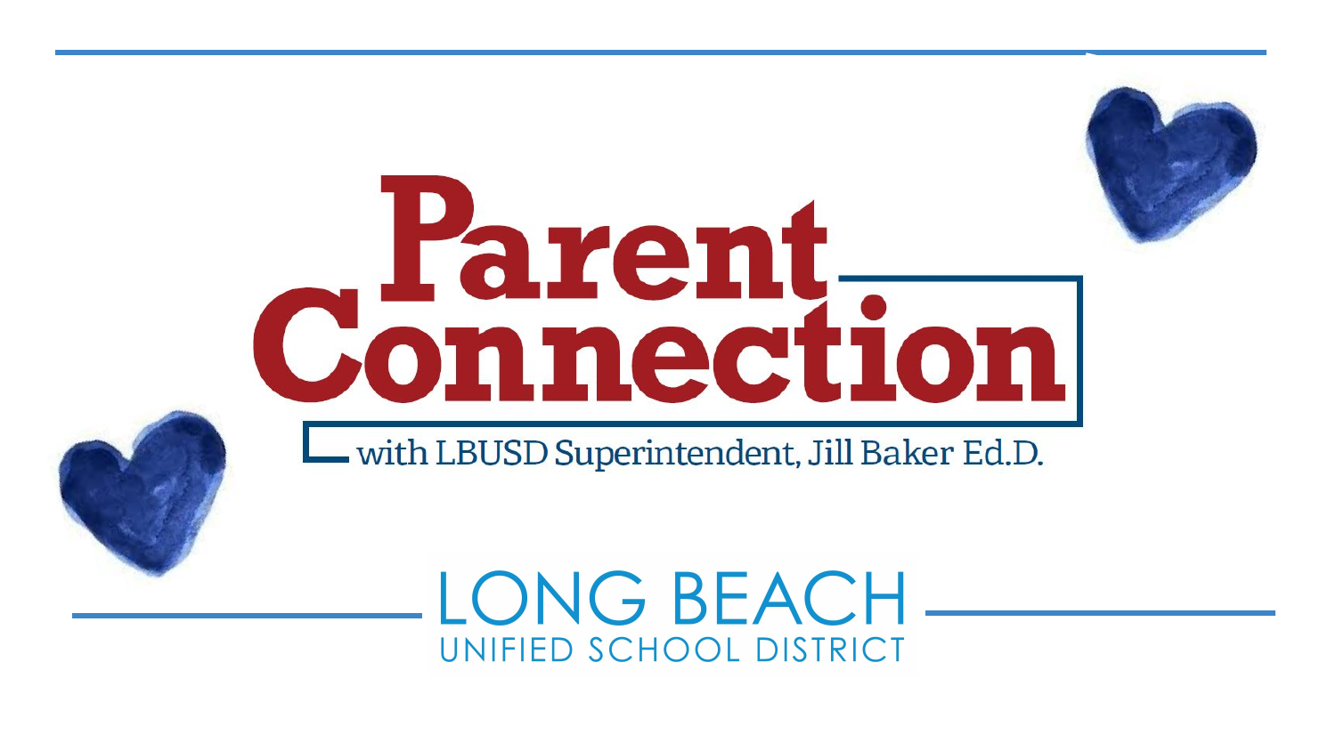# Parent Connection

with LBUSD Superintendent, Jill Baker Ed.D.

LONG BEACH
UNIFIED SCHOOL DISTRICT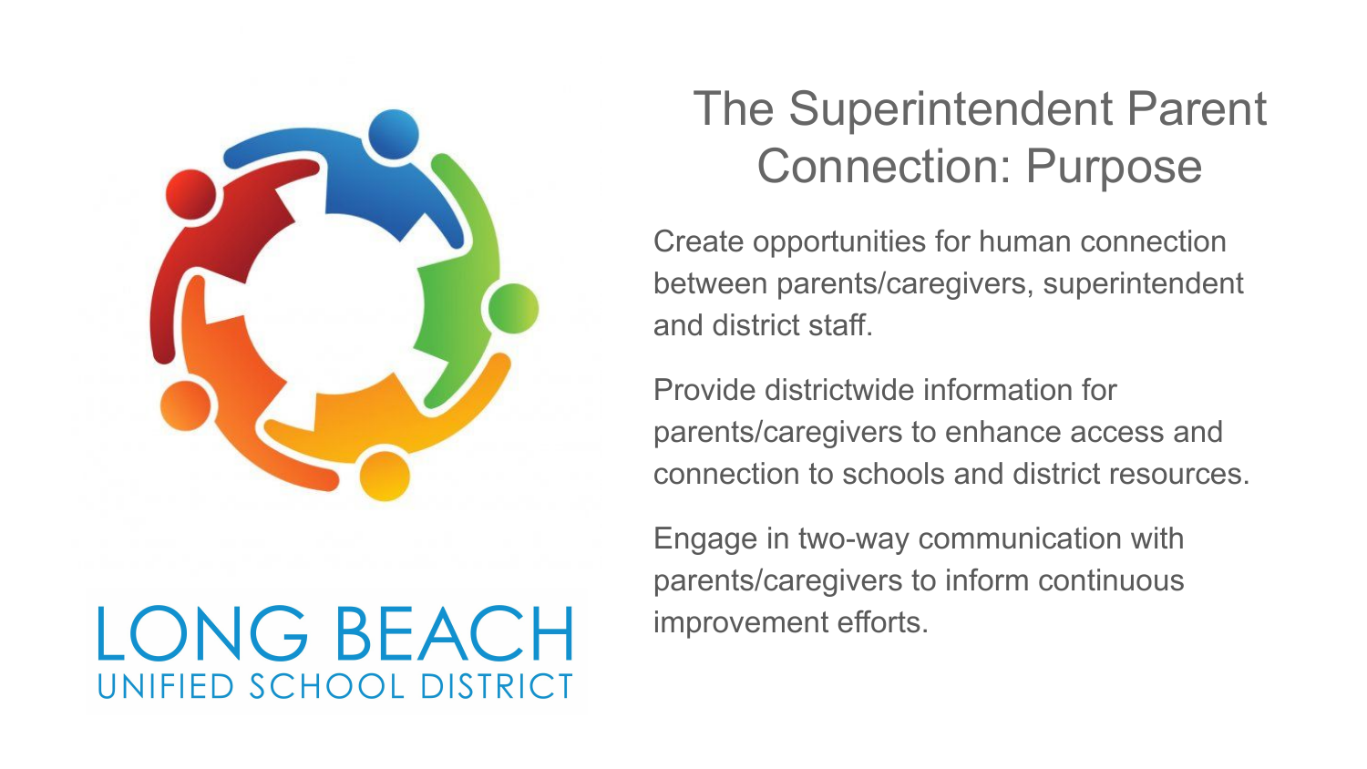LONG BEACH
UNIFIED SCHOOL DISTRICT

# The Superintendent Parent Connection: Purpose

Create opportunities for human connection between parents/caregivers, superintendent and district staff.

Provide districtwide information for parents/caregivers to enhance access and connection to schools and district resources.

Engage in two-way communication with parents/caregivers to inform continuous improvement efforts.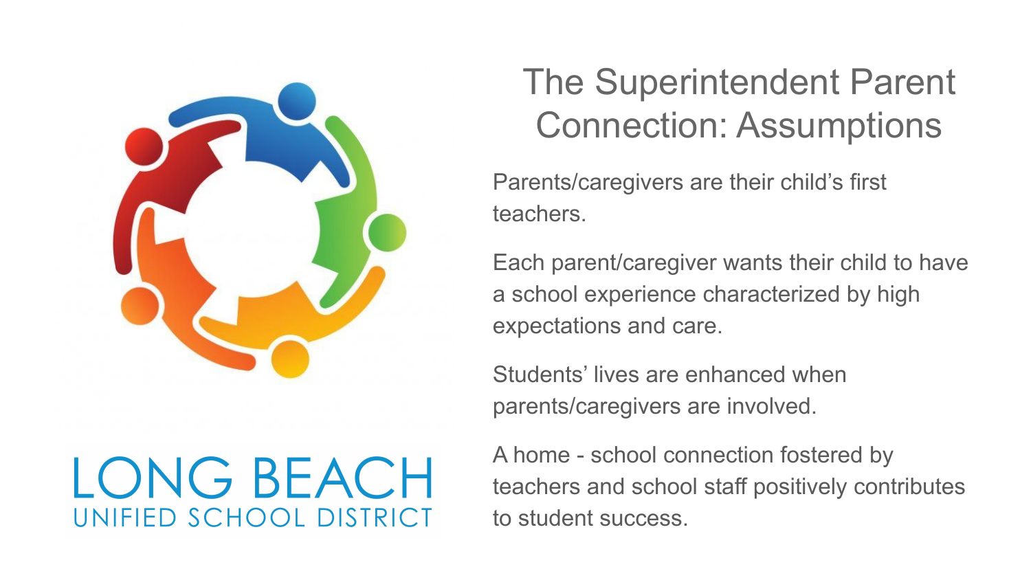LONG BEACH
UNIFIED SCHOOL DISTRICT

# The Superintendent Parent Connection: Assumptions

Parents/caregivers are their child's first teachers.

Each parent/caregiver wants their child to have a school experience characterized by high expectations and care.

Students' lives are enhanced when parents/caregivers are involved.

A home - school connection fostered by teachers and school staff positively contributes to student success.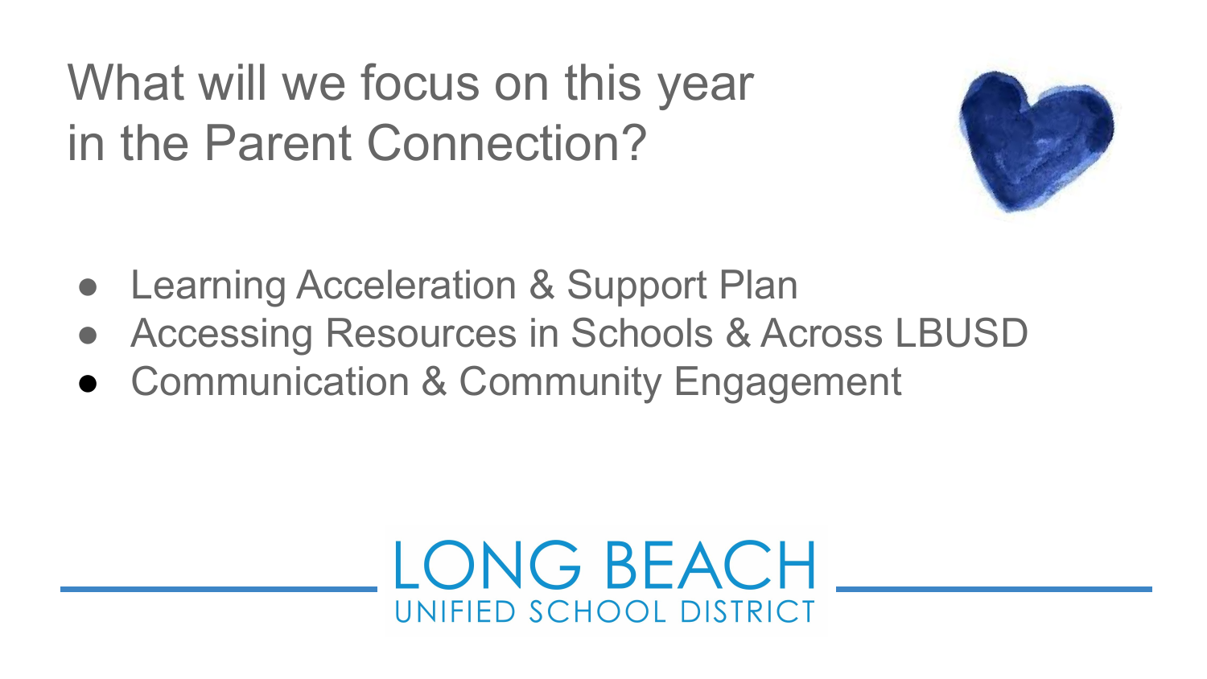# What will we focus on this year in the Parent Connection?

- Learning Acceleration & Support Plan
- Accessing Resources in Schools & Across LBUSD
- Communication & Community Engagement

LONG BEACH
UNIFIED SCHOOL DISTRICT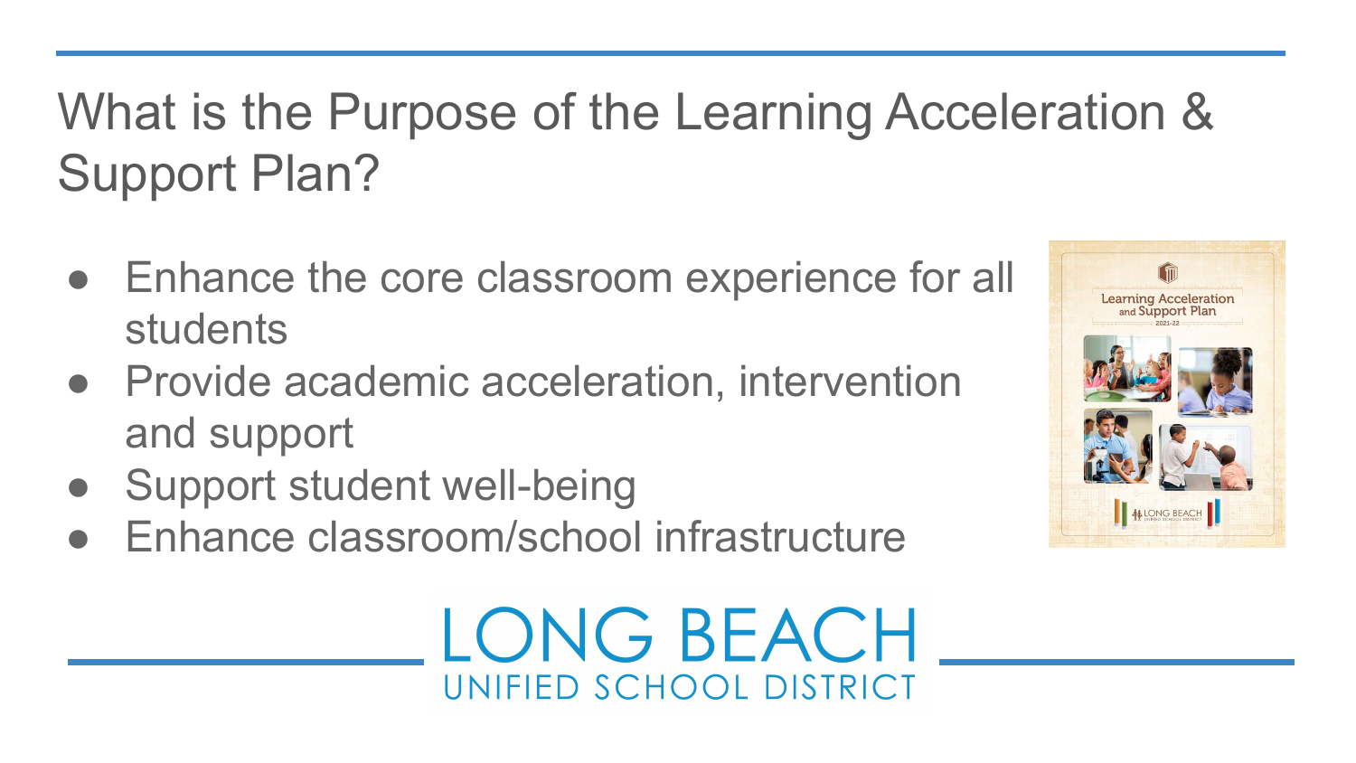# What is the Purpose of the Learning Acceleration & Support Plan?

- Enhance the core classroom experience for all students
- Provide academic acceleration, intervention and support
- Support student well-being
- Enhance classroom/school infrastructure

LONG BEACH UNIFIED SCHOOL DISTRICT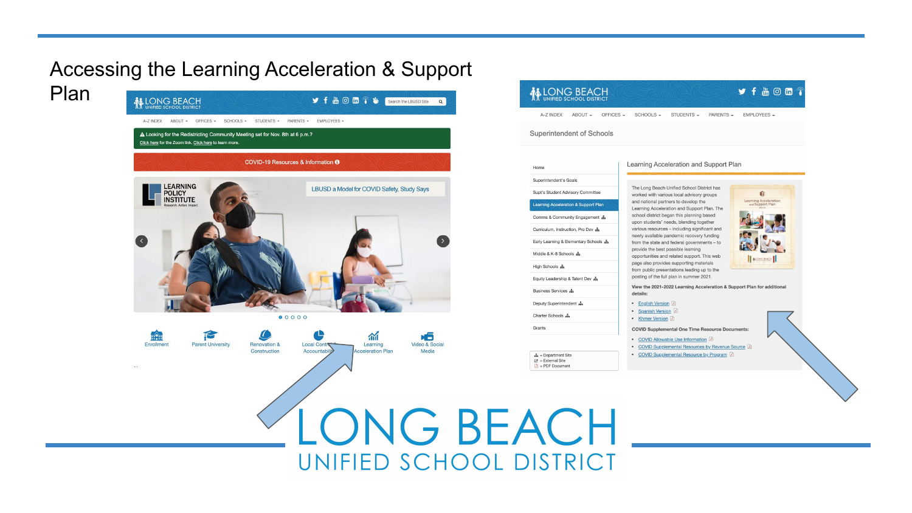# Accessing the Learning Acceleration & Support Plan

LONG BEACH
UNIFIED SCHOOL DISTRICT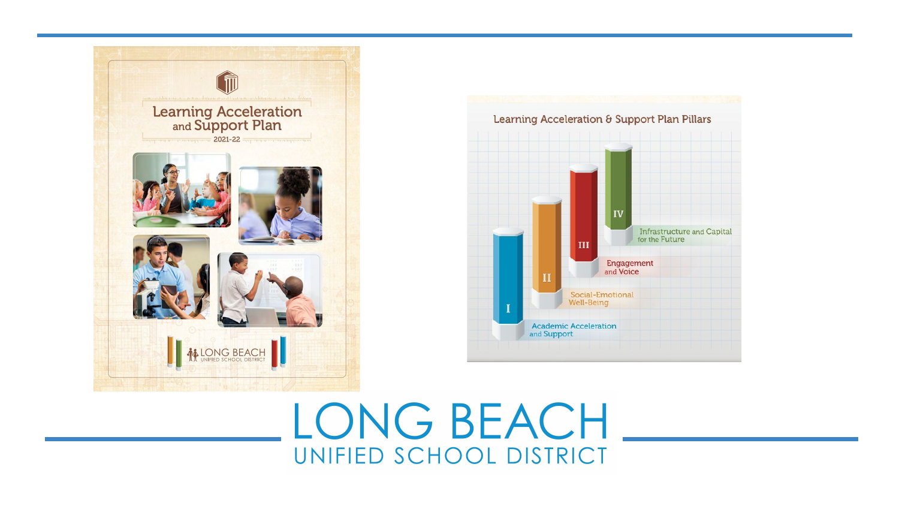Learning Acceleration and Support Plan

2021-22

LONG BEACH UNIFIED SCHOOL DISTRICT

Learning Acceleration & Support Plan Pillars

- I Academic Acceleration and Support
- II Social-Emotional Well-Being
- III Engagement and Voice
- IV Infrastructure and Capital for the Future

LONG BEACH

UNIFIED SCHOOL DISTRICT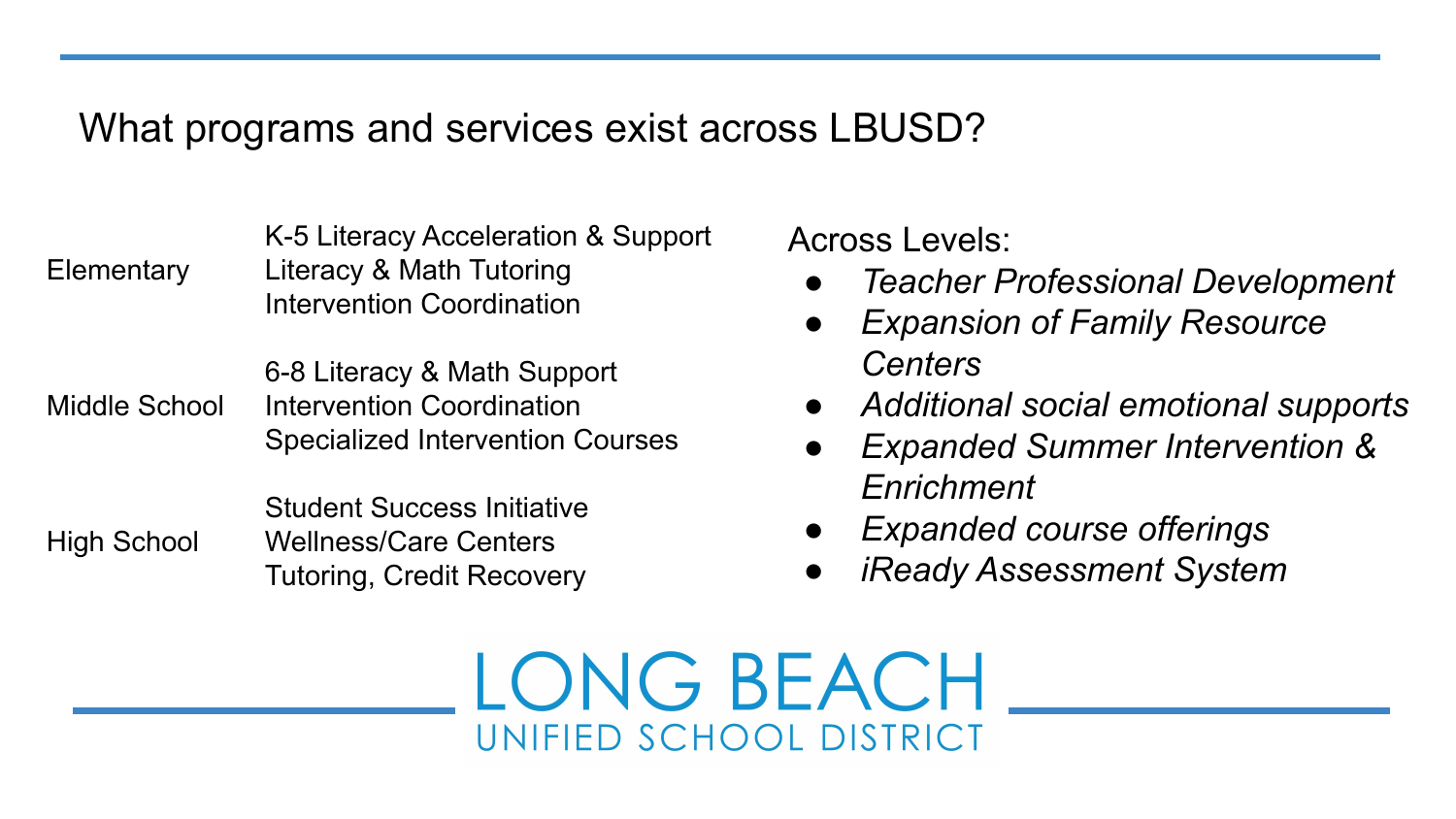## What programs and services exist across LBUSD?

| Level | Programs and Services |
| --- | --- |
| Elementary | K-5 Literacy Acceleration & Support<br>Literacy & Math Tutoring<br>Intervention Coordination |
| Middle School | 6-8 Literacy & Math Support<br>Intervention Coordination<br>Specialized Intervention Courses |
| High School | Student Success Initiative<br>Wellness/Care Centers<br>Tutoring, Credit Recovery |

Across Levels:

- *Teacher Professional Development*
- *Expansion of Family Resource Centers*
- *Additional social emotional supports*
- *Expanded Summer Intervention & Enrichment*
- *Expanded course offerings*
- *iReady Assessment System*

LONG BEACH
UNIFIED SCHOOL DISTRICT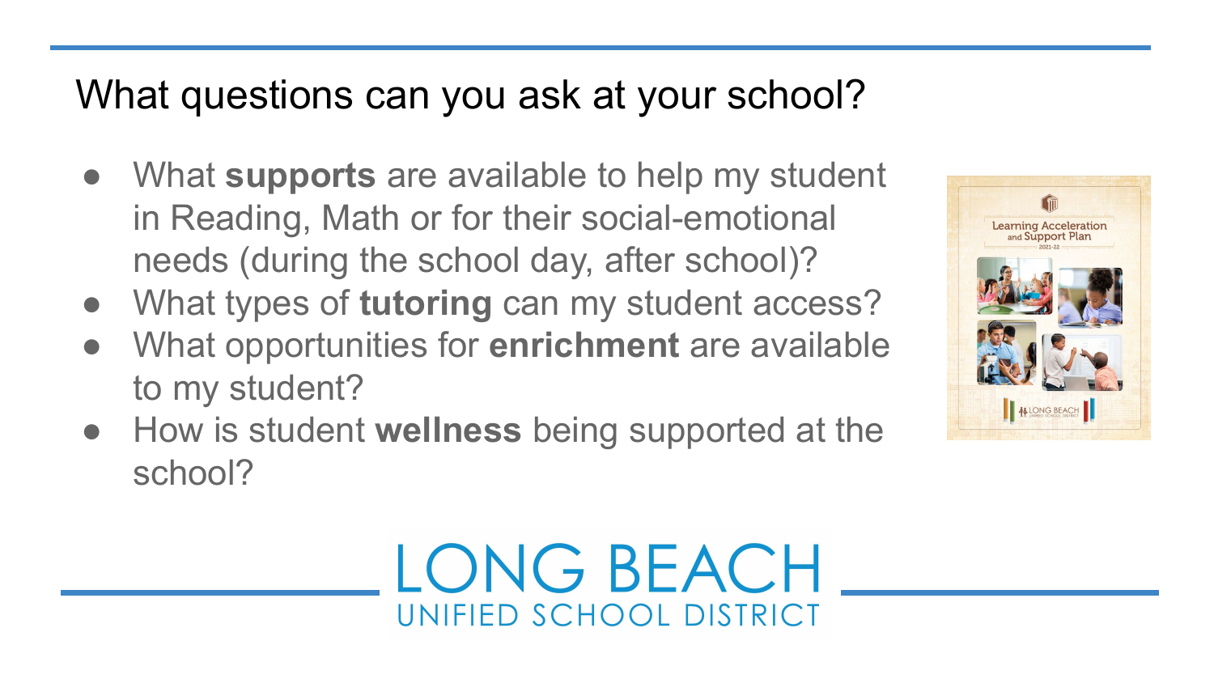# What questions can you ask at your school?

- What **supports** are available to help my student in Reading, Math or for their social-emotional needs (during the school day, after school)?
- What types of **tutoring** can my student access?
- What opportunities for **enrichment** are available to my student?
- How is student **wellness** being supported at the school?

LONG BEACH
UNIFIED SCHOOL DISTRICT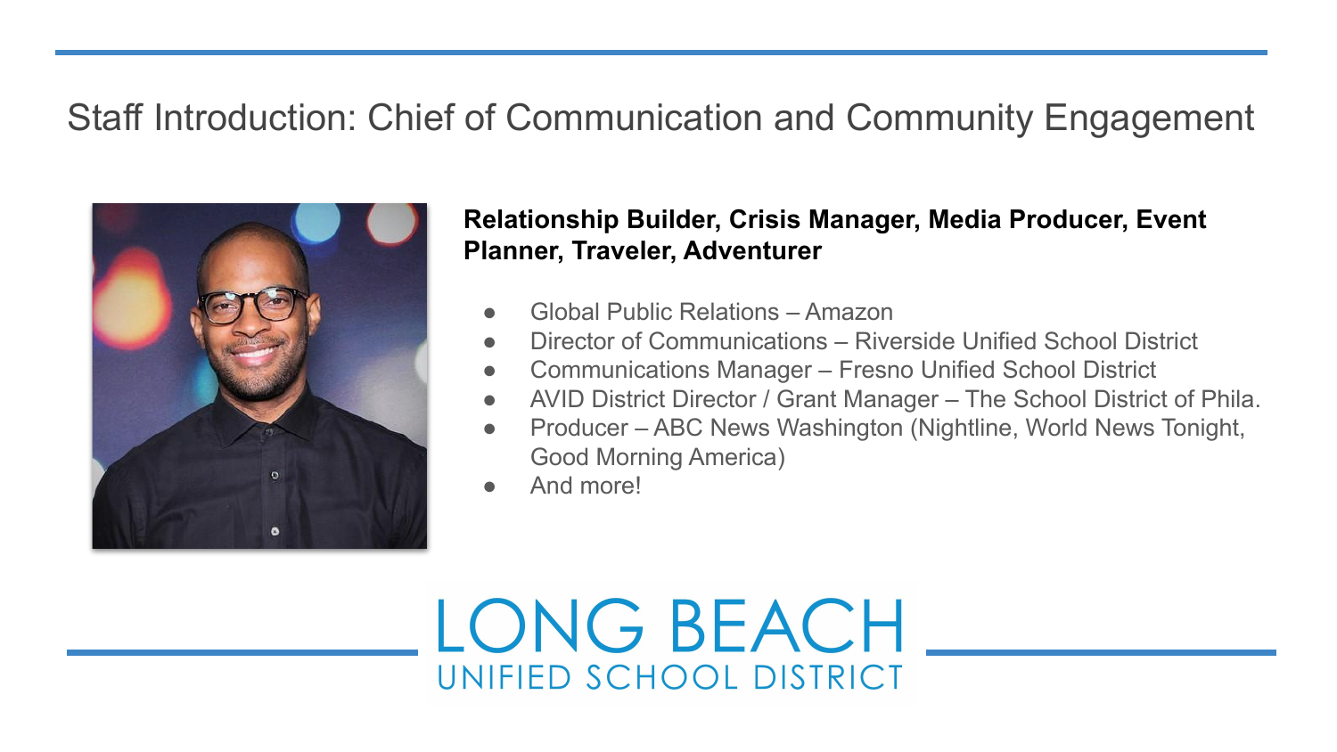# Staff Introduction: Chief of Communication and Community Engagement

**Relationship Builder, Crisis Manager, Media Producer, Event Planner, Traveler, Adventurer**

- Global Public Relations – Amazon
- Director of Communications – Riverside Unified School District
- Communications Manager – Fresno Unified School District
- AVID District Director / Grant Manager – The School District of Phila.
- Producer – ABC News Washington (Nightline, World News Tonight, Good Morning America)
- And more!

LONG BEACH
UNIFIED SCHOOL DISTRICT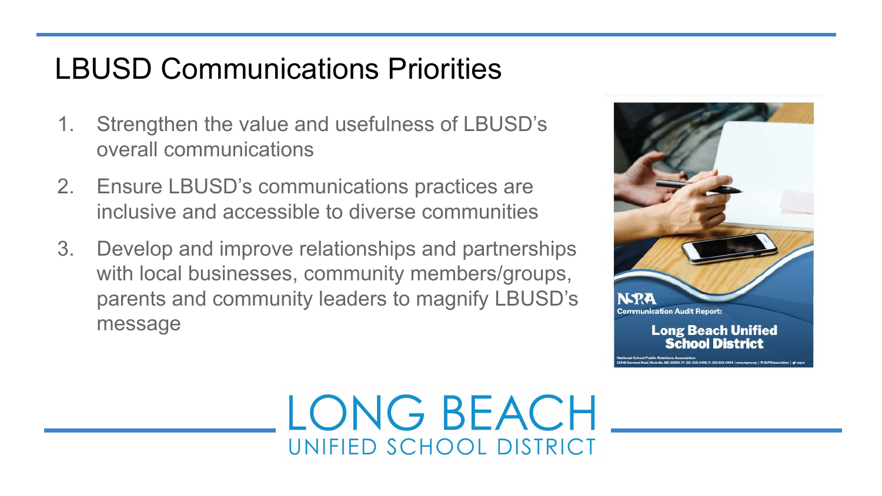# LBUSD Communications Priorities

1. Strengthen the value and usefulness of LBUSD's overall communications
2. Ensure LBUSD's communications practices are inclusive and accessible to diverse communities
3. Develop and improve relationships and partnerships with local businesses, community members/groups, parents and community leaders to magnify LBUSD's message

NSPRA Communication Audit Report: Long Beach Unified School District

LONG BEACH UNIFIED SCHOOL DISTRICT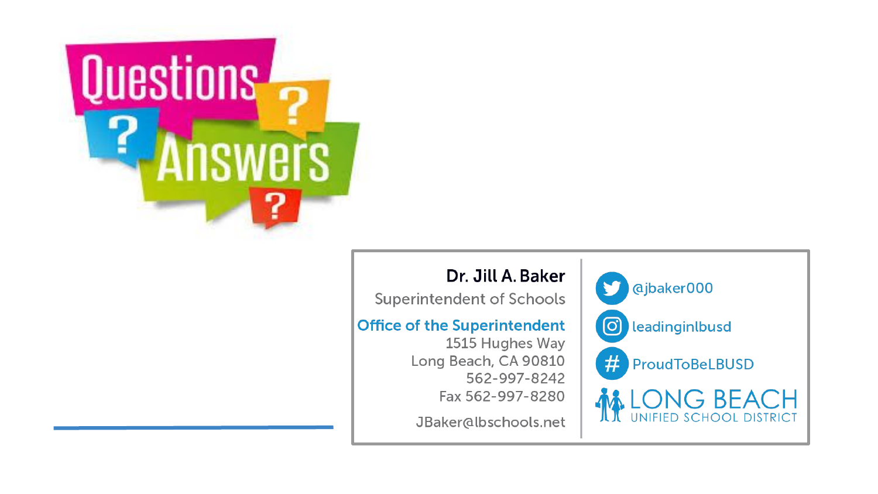# Questions? Answers?

**Dr. Jill A. Baker**
Superintendent of Schools

**Office of the Superintendent**
1515 Hughes Way
Long Beach, CA 90810
562-997-8242
Fax 562-997-8280

JBaker@lbschools.net

@jbaker000

leadinginlbusd

ProudToBeLBUSD

LONG BEACH UNIFIED SCHOOL DISTRICT